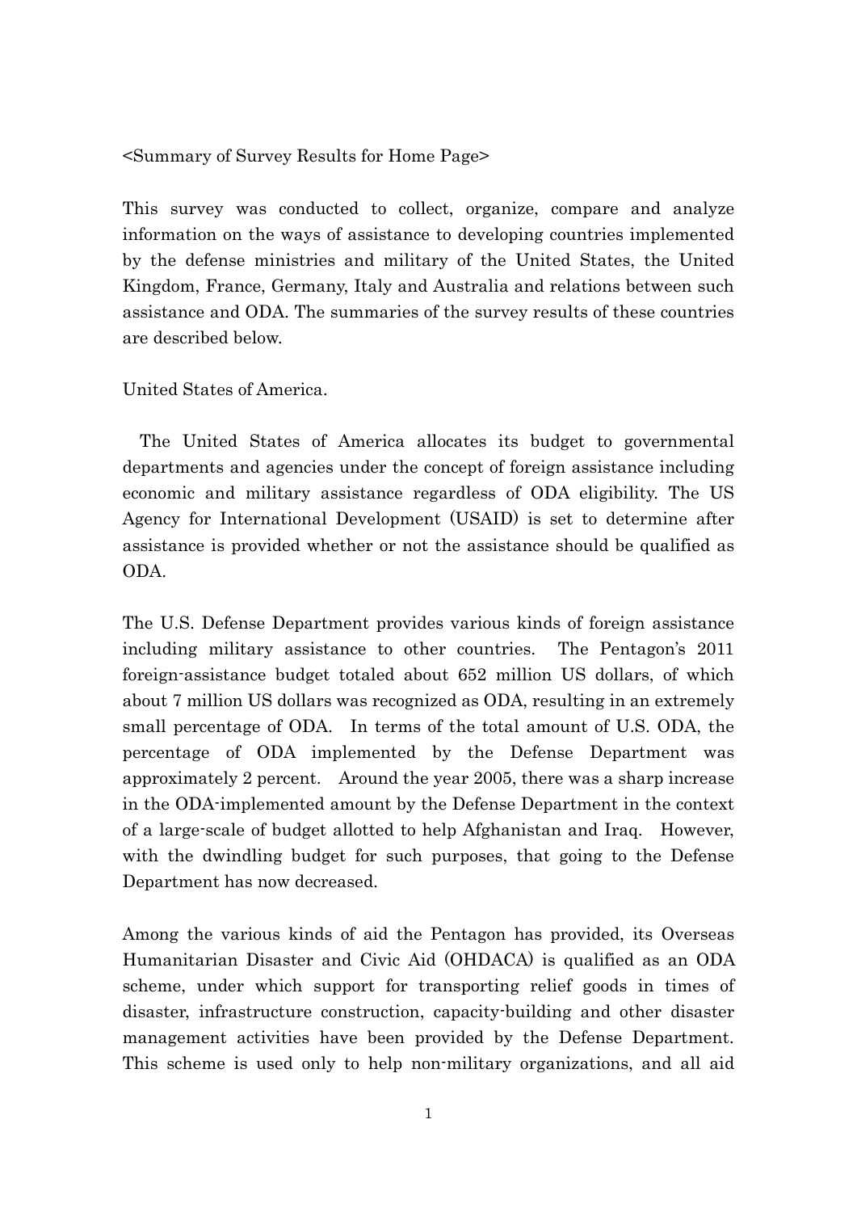<Summary of Survey Results for Home Page>

This survey was conducted to collect, organize, compare and analyze information on the ways of assistance to developing countries implemented by the defense ministries and military of the United States, the United Kingdom, France, Germany, Italy and Australia and relations between such assistance and ODA. The summaries of the survey results of these countries are described below.

## United States of America.

The United States of America allocates its budget to governmental departments and agencies under the concept of foreign assistance including economic and military assistance regardless of ODA eligibility. The US Agency for International Development (USAID) is set to determine after assistance is provided whether or not the assistance should be qualified as ODA.

The U.S. Defense Department provides various kinds of foreign assistance including military assistance to other countries. The Pentagon's 2011 foreign-assistance budget totaled about 652 million US dollars, of which about 7 million US dollars was recognized as ODA, resulting in an extremely small percentage of ODA. In terms of the total amount of U.S. ODA, the percentage of ODA implemented by the Defense Department was approximately 2 percent. Around the year 2005, there was a sharp increase in the ODA-implemented amount by the Defense Department in the context of a large-scale of budget allotted to help Afghanistan and Iraq. However, with the dwindling budget for such purposes, that going to the Defense Department has now decreased.

Among the various kinds of aid the Pentagon has provided, its Overseas Humanitarian Disaster and Civic Aid (OHDACA) is qualified as an ODA scheme, under which support for transporting relief goods in times of disaster, infrastructure construction, capacity-building and other disaster management activities have been provided by the Defense Department. This scheme is used only to help non-military organizations, and all aid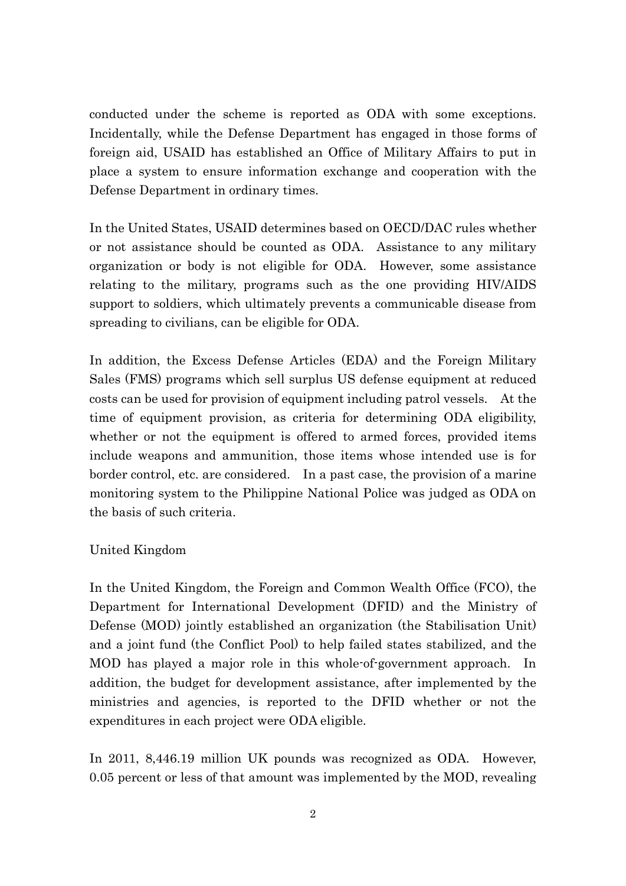conducted under the scheme is reported as ODA with some exceptions. Incidentally, while the Defense Department has engaged in those forms of foreign aid, USAID has established an Office of Military Affairs to put in place a system to ensure information exchange and cooperation with the Defense Department in ordinary times.

In the United States, USAID determines based on OECD/DAC rules whether or not assistance should be counted as ODA. Assistance to any military organization or body is not eligible for ODA. However, some assistance relating to the military, programs such as the one providing HIV/AIDS support to soldiers, which ultimately prevents a communicable disease from spreading to civilians, can be eligible for ODA.

In addition, the Excess Defense Articles (EDA) and the Foreign Military Sales (FMS) programs which sell surplus US defense equipment at reduced costs can be used for provision of equipment including patrol vessels. At the time of equipment provision, as criteria for determining ODA eligibility, whether or not the equipment is offered to armed forces, provided items include weapons and ammunition, those items whose intended use is for border control, etc. are considered. In a past case, the provision of a marine monitoring system to the Philippine National Police was judged as ODA on the basis of such criteria.

United Kingdom

In the United Kingdom, the Foreign and Common Wealth Office (FCO), the Department for International Development (DFID) and the Ministry of Defense (MOD) jointly established an organization (the Stabilisation Unit) and a joint fund (the Conflict Pool) to help failed states stabilized, and the MOD has played a major role in this whole-of-government approach. In addition, the budget for development assistance, after implemented by the ministries and agencies, is reported to the DFID whether or not the expenditures in each project were ODA eligible.

In 2011, 8,446.19 million UK pounds was recognized as ODA. However, 0.05 percent or less of that amount was implemented by the MOD, revealing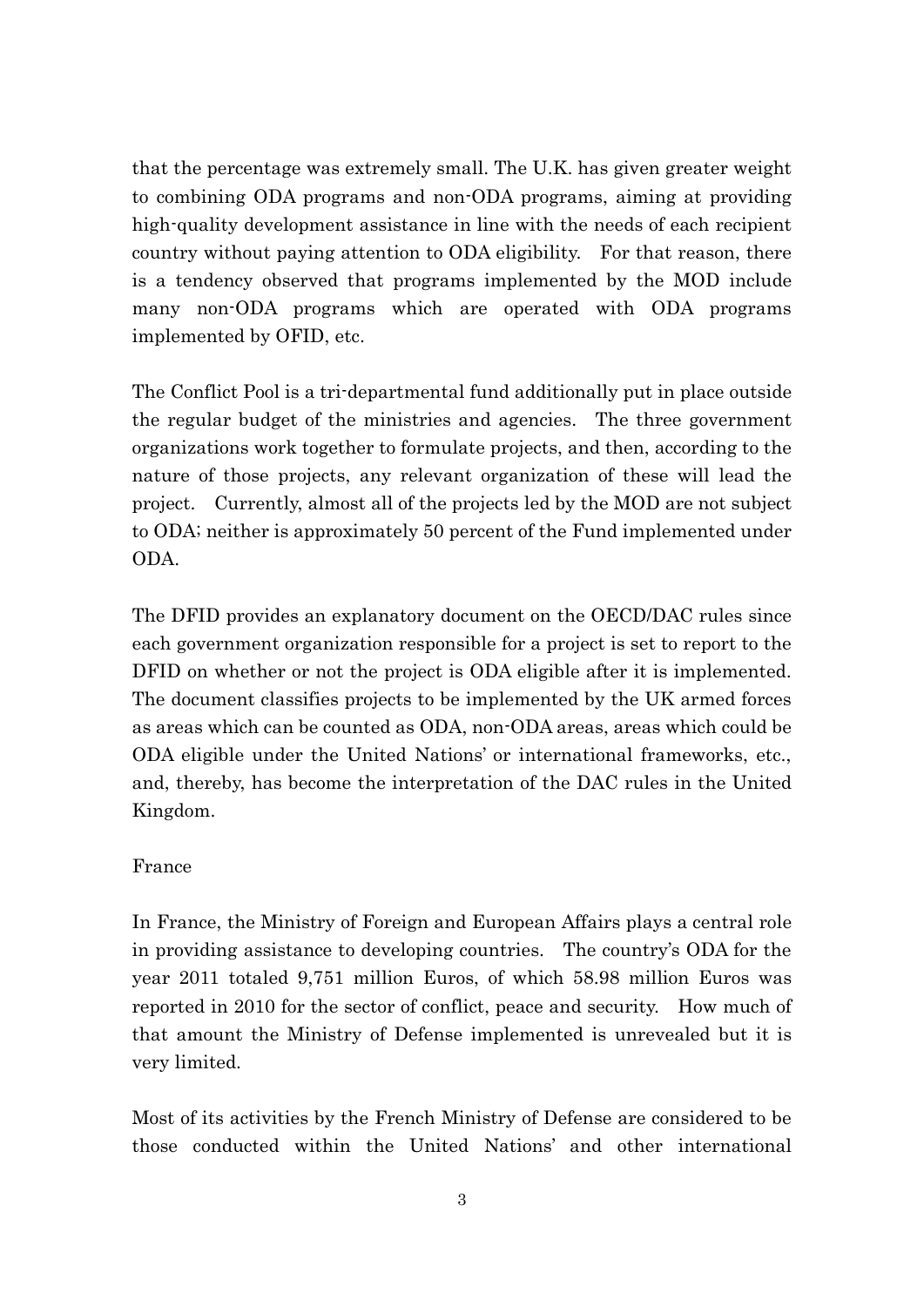that the percentage was extremely small. The U.K. has given greater weight to combining ODA programs and non-ODA programs, aiming at providing high-quality development assistance in line with the needs of each recipient country without paying attention to ODA eligibility. For that reason, there is a tendency observed that programs implemented by the MOD include many non-ODA programs which are operated with ODA programs implemented by OFID, etc.

The Conflict Pool is a tri-departmental fund additionally put in place outside the regular budget of the ministries and agencies. The three government organizations work together to formulate projects, and then, according to the nature of those projects, any relevant organization of these will lead the project. Currently, almost all of the projects led by the MOD are not subject to ODA; neither is approximately 50 percent of the Fund implemented under ODA.

The DFID provides an explanatory document on the OECD/DAC rules since each government organization responsible for a project is set to report to the DFID on whether or not the project is ODA eligible after it is implemented. The document classifies projects to be implemented by the UK armed forces as areas which can be counted as ODA, non-ODA areas, areas which could be ODA eligible under the United Nations' or international frameworks, etc., and, thereby, has become the interpretation of the DAC rules in the United Kingdom.

France

In France, the Ministry of Foreign and European Affairs plays a central role in providing assistance to developing countries. The country's ODA for the year 2011 totaled 9,751 million Euros, of which 58.98 million Euros was reported in 2010 for the sector of conflict, peace and security. How much of that amount the Ministry of Defense implemented is unrevealed but it is very limited.

Most of its activities by the French Ministry of Defense are considered to be those conducted within the United Nations' and other international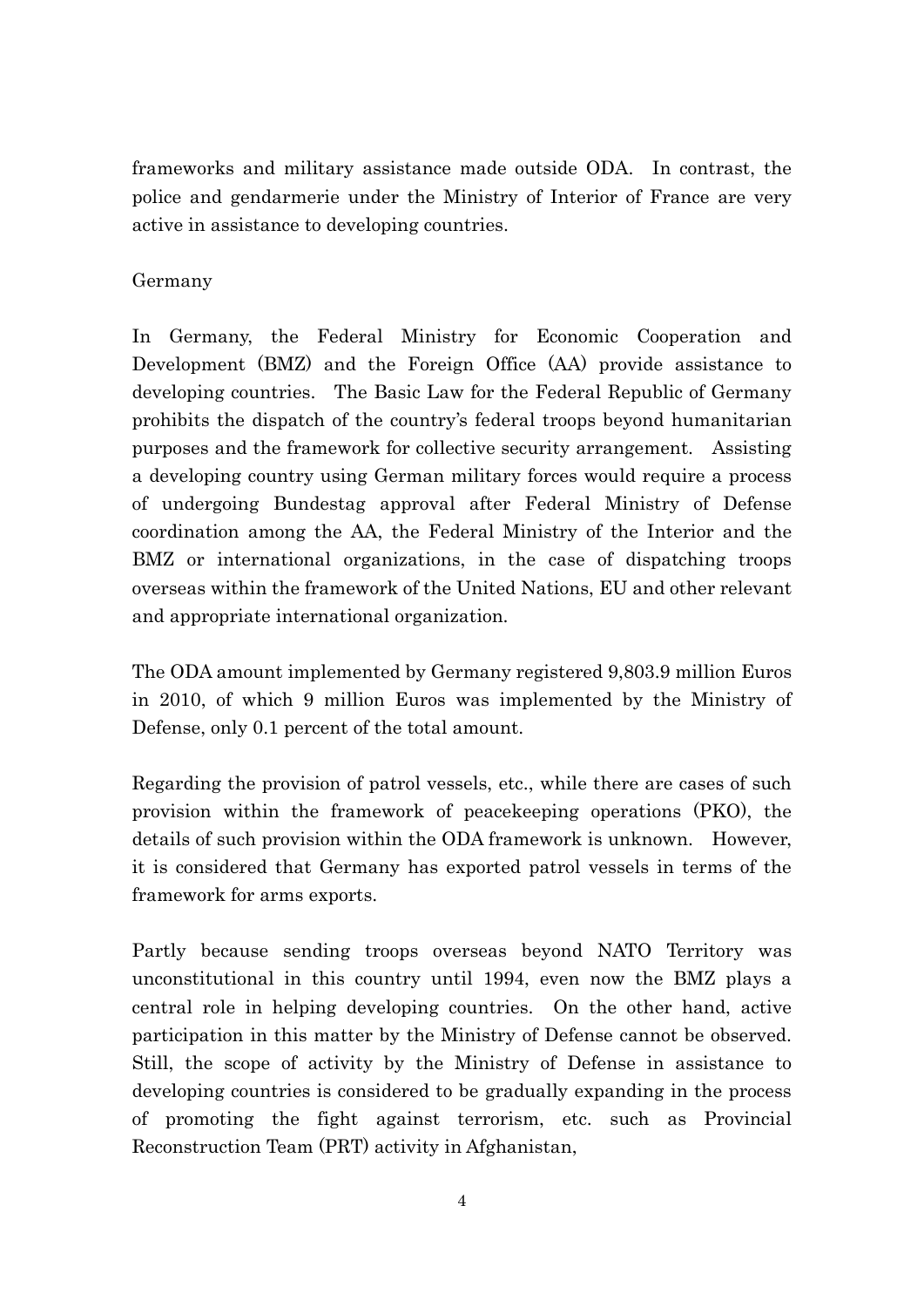frameworks and military assistance made outside ODA. In contrast, the police and gendarmerie under the Ministry of Interior of France are very active in assistance to developing countries.

## Germany

In Germany, the Federal Ministry for Economic Cooperation and Development (BMZ) and the Foreign Office (AA) provide assistance to developing countries. The Basic Law for the Federal Republic of Germany prohibits the dispatch of the country's federal troops beyond humanitarian purposes and the framework for collective security arrangement. Assisting a developing country using German military forces would require a process of undergoing Bundestag approval after Federal Ministry of Defense coordination among the AA, the Federal Ministry of the Interior and the BMZ or international organizations, in the case of dispatching troops overseas within the framework of the United Nations, EU and other relevant and appropriate international organization.

The ODA amount implemented by Germany registered 9,803.9 million Euros in 2010, of which 9 million Euros was implemented by the Ministry of Defense, only 0.1 percent of the total amount.

Regarding the provision of patrol vessels, etc., while there are cases of such provision within the framework of peacekeeping operations (PKO), the details of such provision within the ODA framework is unknown. However, it is considered that Germany has exported patrol vessels in terms of the framework for arms exports.

Partly because sending troops overseas beyond NATO Territory was unconstitutional in this country until 1994, even now the BMZ plays a central role in helping developing countries. On the other hand, active participation in this matter by the Ministry of Defense cannot be observed. Still, the scope of activity by the Ministry of Defense in assistance to developing countries is considered to be gradually expanding in the process of promoting the fight against terrorism, etc. such as Provincial Reconstruction Team (PRT) activity in Afghanistan,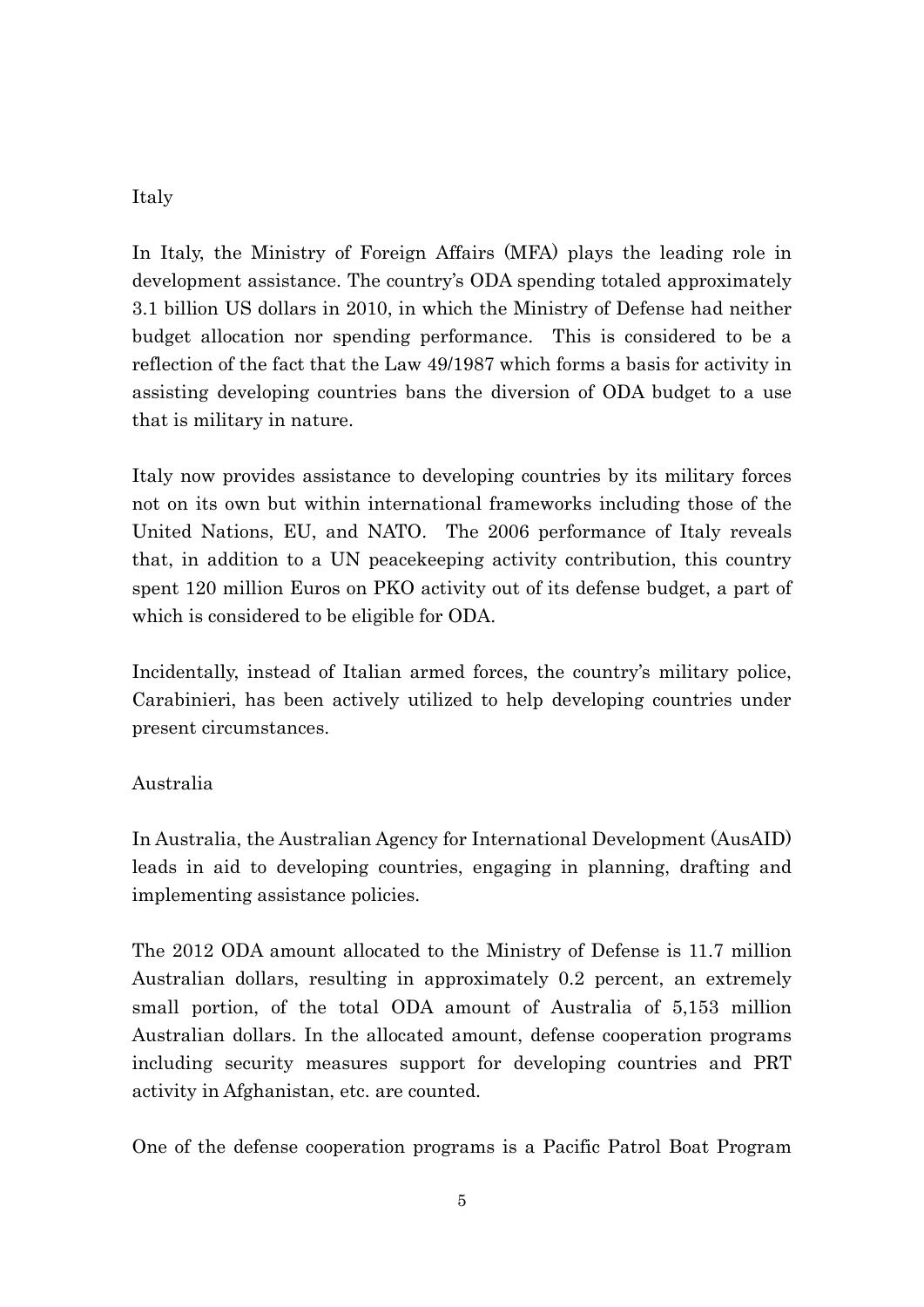## Italy

In Italy, the Ministry of Foreign Affairs (MFA) plays the leading role in development assistance. The country's ODA spending totaled approximately 3.1 billion US dollars in 2010, in which the Ministry of Defense had neither budget allocation nor spending performance. This is considered to be a reflection of the fact that the Law 49/1987 which forms a basis for activity in assisting developing countries bans the diversion of ODA budget to a use that is military in nature.

Italy now provides assistance to developing countries by its military forces not on its own but within international frameworks including those of the United Nations, EU, and NATO. The 2006 performance of Italy reveals that, in addition to a UN peacekeeping activity contribution, this country spent 120 million Euros on PKO activity out of its defense budget, a part of which is considered to be eligible for ODA.

Incidentally, instead of Italian armed forces, the country's military police, Carabinieri, has been actively utilized to help developing countries under present circumstances.

## Australia

In Australia, the Australian Agency for International Development (AusAID) leads in aid to developing countries, engaging in planning, drafting and implementing assistance policies.

The 2012 ODA amount allocated to the Ministry of Defense is 11.7 million Australian dollars, resulting in approximately 0.2 percent, an extremely small portion, of the total ODA amount of Australia of 5,153 million Australian dollars. In the allocated amount, defense cooperation programs including security measures support for developing countries and PRT activity in Afghanistan, etc. are counted.

One of the defense cooperation programs is a Pacific Patrol Boat Program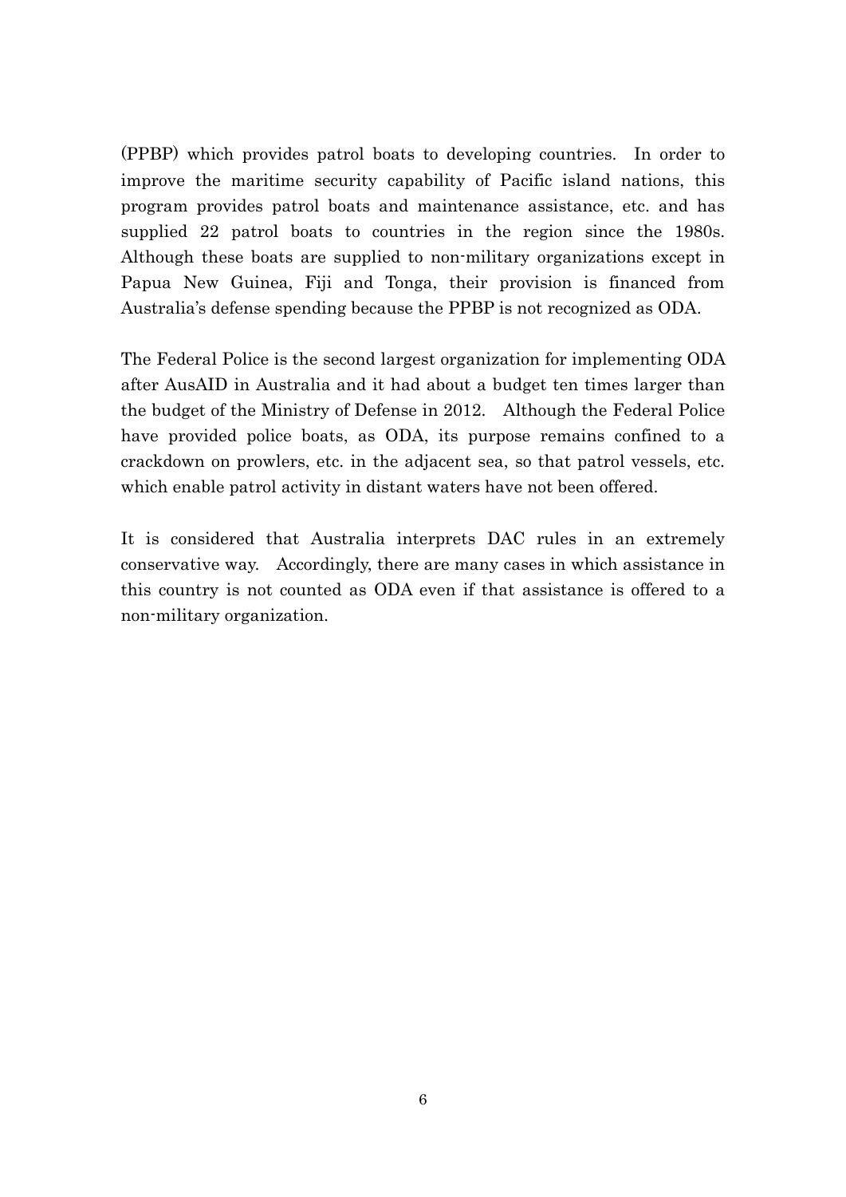(PPBP) which provides patrol boats to developing countries. In order to improve the maritime security capability of Pacific island nations, this program provides patrol boats and maintenance assistance, etc. and has supplied 22 patrol boats to countries in the region since the 1980s. Although these boats are supplied to non-military organizations except in Papua New Guinea, Fiji and Tonga, their provision is financed from Australia's defense spending because the PPBP is not recognized as ODA.

The Federal Police is the second largest organization for implementing ODA after AusAID in Australia and it had about a budget ten times larger than the budget of the Ministry of Defense in 2012. Although the Federal Police have provided police boats, as ODA, its purpose remains confined to a crackdown on prowlers, etc. in the adjacent sea, so that patrol vessels, etc. which enable patrol activity in distant waters have not been offered.

It is considered that Australia interprets DAC rules in an extremely conservative way. Accordingly, there are many cases in which assistance in this country is not counted as ODA even if that assistance is offered to a non-military organization.